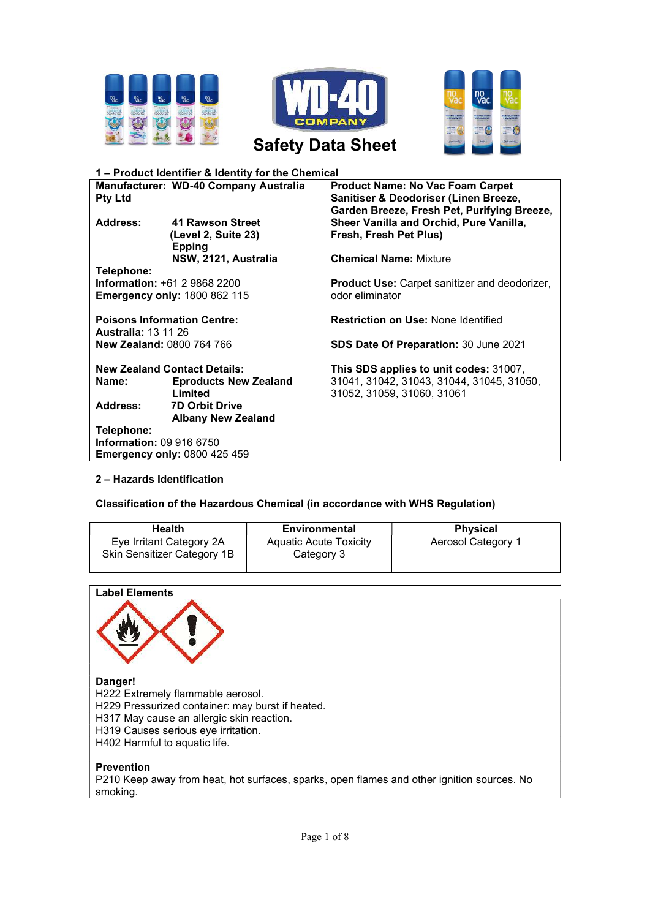# Safety Data Sheet

## 1 – Product Identifier & Identity for the Chemical

| | |
|---|---|
| **Manufacturer: WD-40 Company Australia Pty Ltd**<br><br>**Address:** **41 Rawson Street (Level 2, Suite 23) Epping NSW, 2121, Australia**<br>**Telephone:**<br>**Information:** +61 2 9868 2200<br>**Emergency only:** 1800 862 115<br><br>**Poisons Information Centre:**<br>**Australia:** 13 11 26<br>**New Zealand:** 0800 764 766<br><br>**New Zealand Contact Details:**<br>**Name:** **Eproducts New Zealand Limited**<br>**Address:** **7D Orbit Drive Albany New Zealand**<br>**Telephone:**<br>**Information:** 09 916 6750<br>**Emergency only:** 0800 425 459 | **Product Name: No Vac Foam Carpet Sanitiser & Deodoriser (Linen Breeze, Garden Breeze, Fresh Pet, Purifying Breeze, Sheer Vanilla and Orchid, Pure Vanilla, Fresh, Fresh Pet Plus)**<br><br>**Chemical Name:** Mixture<br><br>**Product Use:** Carpet sanitizer and deodorizer, odor eliminator<br><br>**Restriction on Use:** None Identified<br><br>**SDS Date Of Preparation:** 30 June 2021<br><br>**This SDS applies to unit codes:** 31007, 31041, 31042, 31043, 31044, 31045, 31050, 31052, 31059, 31060, 31061 |

## 2 – Hazards Identification

**Classification of the Hazardous Chemical (in accordance with WHS Regulation)**

| Health | Environmental | Physical |
|---|---|---|
| Eye Irritant Category 2A<br>Skin Sensitizer Category 1B | Aquatic Acute Toxicity Category 3 | Aerosol Category 1 |

**Label Elements**

**Danger!**
H222 Extremely flammable aerosol.
H229 Pressurized container: may burst if heated.
H317 May cause an allergic skin reaction.
H319 Causes serious eye irritation.
H402 Harmful to aquatic life.

**Prevention**
P210 Keep away from heat, hot surfaces, sparks, open flames and other ignition sources. No smoking.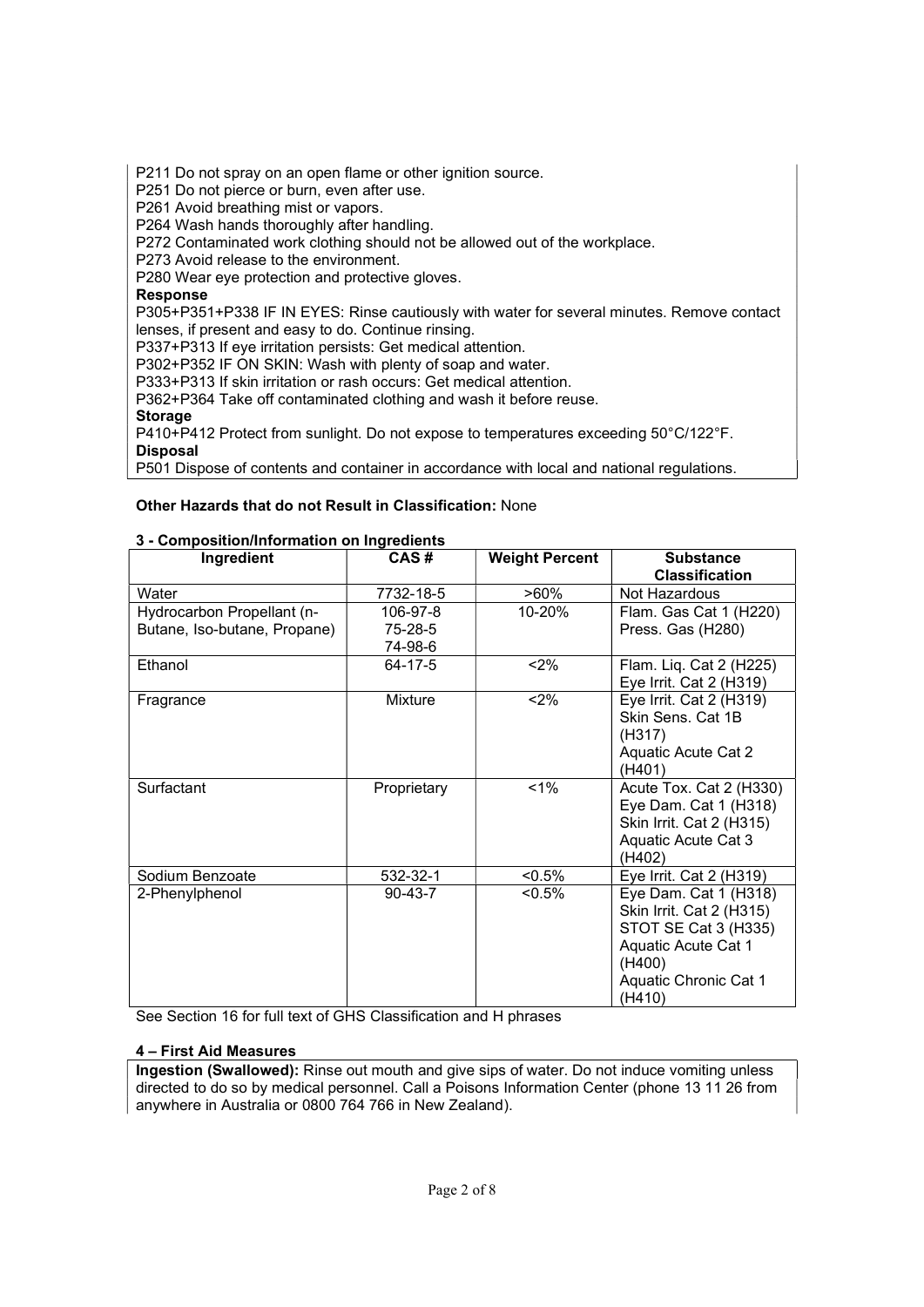P211 Do not spray on an open flame or other ignition source.
P251 Do not pierce or burn, even after use.
P261 Avoid breathing mist or vapors.
P264 Wash hands thoroughly after handling.
P272 Contaminated work clothing should not be allowed out of the workplace.
P273 Avoid release to the environment.
P280 Wear eye protection and protective gloves.

**Response**

P305+P351+P338 IF IN EYES: Rinse cautiously with water for several minutes. Remove contact lenses, if present and easy to do. Continue rinsing.
P337+P313 If eye irritation persists: Get medical attention.
P302+P352 IF ON SKIN: Wash with plenty of soap and water.
P333+P313 If skin irritation or rash occurs: Get medical attention.
P362+P364 Take off contaminated clothing and wash it before reuse.

**Storage**

P410+P412 Protect from sunlight. Do not expose to temperatures exceeding 50°C/122°F.

**Disposal**

P501 Dispose of contents and container in accordance with local and national regulations.

**Other Hazards that do not Result in Classification:** None

## 3 - Composition/Information on Ingredients

| Ingredient | CAS # | Weight Percent | Substance Classification |
|---|---|---|---|
| Water | 7732-18-5 | >60% | Not Hazardous |
| Hydrocarbon Propellant (n-Butane, Iso-butane, Propane) | 106-97-8<br>75-28-5<br>74-98-6 | 10-20% | Flam. Gas Cat 1 (H220)<br>Press. Gas (H280) |
| Ethanol | 64-17-5 | <2% | Flam. Liq. Cat 2 (H225)<br>Eye Irrit. Cat 2 (H319) |
| Fragrance | Mixture | <2% | Eye Irrit. Cat 2 (H319)<br>Skin Sens. Cat 1B (H317)<br>Aquatic Acute Cat 2 (H401) |
| Surfactant | Proprietary | <1% | Acute Tox. Cat 2 (H330)<br>Eye Dam. Cat 1 (H318)<br>Skin Irrit. Cat 2 (H315)<br>Aquatic Acute Cat 3 (H402) |
| Sodium Benzoate | 532-32-1 | <0.5% | Eye Irrit. Cat 2 (H319) |
| 2-Phenylphenol | 90-43-7 | <0.5% | Eye Dam. Cat 1 (H318)<br>Skin Irrit. Cat 2 (H315)<br>STOT SE Cat 3 (H335)<br>Aquatic Acute Cat 1 (H400)<br>Aquatic Chronic Cat 1 (H410) |

See Section 16 for full text of GHS Classification and H phrases

## 4 – First Aid Measures

**Ingestion (Swallowed):** Rinse out mouth and give sips of water. Do not induce vomiting unless directed to do so by medical personnel. Call a Poisons Information Center (phone 13 11 26 from anywhere in Australia or 0800 764 766 in New Zealand).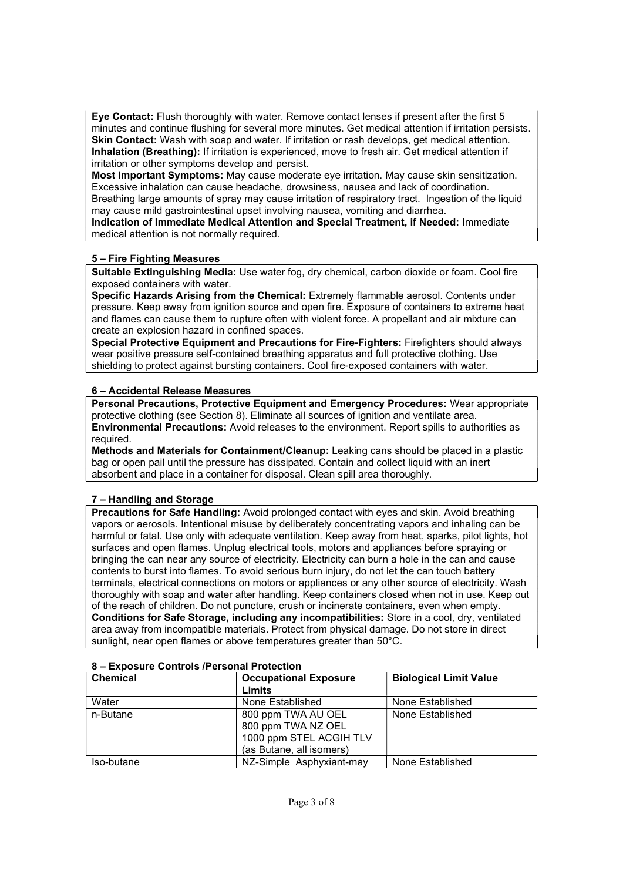**Eye Contact:** Flush thoroughly with water. Remove contact lenses if present after the first 5 minutes and continue flushing for several more minutes. Get medical attention if irritation persists.
**Skin Contact:** Wash with soap and water. If irritation or rash develops, get medical attention.
**Inhalation (Breathing):** If irritation is experienced, move to fresh air. Get medical attention if irritation or other symptoms develop and persist.
**Most Important Symptoms:** May cause moderate eye irritation. May cause skin sensitization. Excessive inhalation can cause headache, drowsiness, nausea and lack of coordination. Breathing large amounts of spray may cause irritation of respiratory tract. Ingestion of the liquid may cause mild gastrointestinal upset involving nausea, vomiting and diarrhea.
**Indication of Immediate Medical Attention and Special Treatment, if Needed:** Immediate medical attention is not normally required.

## 5 – Fire Fighting Measures

**Suitable Extinguishing Media:** Use water fog, dry chemical, carbon dioxide or foam. Cool fire exposed containers with water.
**Specific Hazards Arising from the Chemical:** Extremely flammable aerosol. Contents under pressure. Keep away from ignition source and open fire. Exposure of containers to extreme heat and flames can cause them to rupture often with violent force. A propellant and air mixture can create an explosion hazard in confined spaces.
**Special Protective Equipment and Precautions for Fire-Fighters:** Firefighters should always wear positive pressure self-contained breathing apparatus and full protective clothing. Use shielding to protect against bursting containers. Cool fire-exposed containers with water.

## 6 – Accidental Release Measures

**Personal Precautions, Protective Equipment and Emergency Procedures:** Wear appropriate protective clothing (see Section 8). Eliminate all sources of ignition and ventilate area.
**Environmental Precautions:** Avoid releases to the environment. Report spills to authorities as required.
**Methods and Materials for Containment/Cleanup:** Leaking cans should be placed in a plastic bag or open pail until the pressure has dissipated. Contain and collect liquid with an inert absorbent and place in a container for disposal. Clean spill area thoroughly.

## 7 – Handling and Storage

**Precautions for Safe Handling:** Avoid prolonged contact with eyes and skin. Avoid breathing vapors or aerosols. Intentional misuse by deliberately concentrating vapors and inhaling can be harmful or fatal. Use only with adequate ventilation. Keep away from heat, sparks, pilot lights, hot surfaces and open flames. Unplug electrical tools, motors and appliances before spraying or bringing the can near any source of electricity. Electricity can burn a hole in the can and cause contents to burst into flames. To avoid serious burn injury, do not let the can touch battery terminals, electrical connections on motors or appliances or any other source of electricity. Wash thoroughly with soap and water after handling. Keep containers closed when not in use. Keep out of the reach of children. Do not puncture, crush or incinerate containers, even when empty.
**Conditions for Safe Storage, including any incompatibilities:** Store in a cool, dry, ventilated area away from incompatible materials. Protect from physical damage. Do not store in direct sunlight, near open flames or above temperatures greater than 50°C.

## 8 – Exposure Controls /Personal Protection

| Chemical | Occupational Exposure Limits | Biological Limit Value |
|---|---|---|
| Water | None Established | None Established |
| n-Butane | 800 ppm TWA AU OEL<br>800 ppm TWA NZ OEL<br>1000 ppm STEL ACGIH TLV<br>(as Butane, all isomers) | None Established |
| Iso-butane | NZ-Simple Asphyxiant-may | None Established |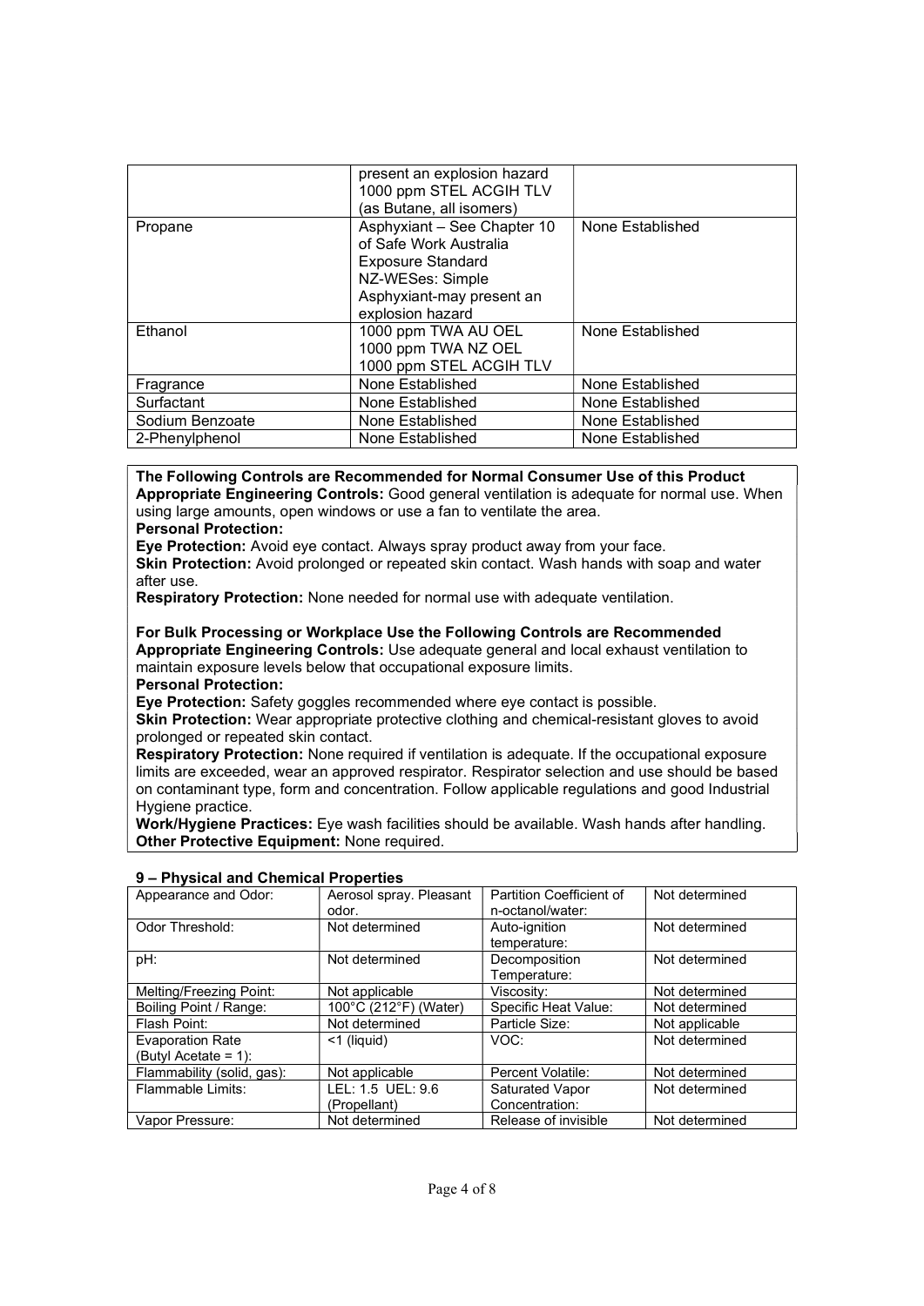|  | present an explosion hazard<br>1000 ppm STEL ACGIH TLV<br>(as Butane, all isomers) |  |
|---|---|---|
| Propane | Asphyxiant – See Chapter 10 of Safe Work Australia Exposure Standard<br>NZ-WESes: Simple Asphyxiant-may present an explosion hazard | None Established |
| Ethanol | 1000 ppm TWA AU OEL<br>1000 ppm TWA NZ OEL<br>1000 ppm STEL ACGIH TLV | None Established |
| Fragrance | None Established | None Established |
| Surfactant | None Established | None Established |
| Sodium Benzoate | None Established | None Established |
| 2-Phenylphenol | None Established | None Established |

**The Following Controls are Recommended for Normal Consumer Use of this Product**

**Appropriate Engineering Controls:** Good general ventilation is adequate for normal use. When using large amounts, open windows or use a fan to ventilate the area.

**Personal Protection:**

**Eye Protection:** Avoid eye contact. Always spray product away from your face.

**Skin Protection:** Avoid prolonged or repeated skin contact. Wash hands with soap and water after use.

**Respiratory Protection:** None needed for normal use with adequate ventilation.

**For Bulk Processing or Workplace Use the Following Controls are Recommended**

**Appropriate Engineering Controls:** Use adequate general and local exhaust ventilation to maintain exposure levels below that occupational exposure limits.

**Personal Protection:**

**Eye Protection:** Safety goggles recommended where eye contact is possible.

**Skin Protection:** Wear appropriate protective clothing and chemical-resistant gloves to avoid prolonged or repeated skin contact.

**Respiratory Protection:** None required if ventilation is adequate. If the occupational exposure limits are exceeded, wear an approved respirator. Respirator selection and use should be based on contaminant type, form and concentration. Follow applicable regulations and good Industrial Hygiene practice.

**Work/Hygiene Practices:** Eye wash facilities should be available. Wash hands after handling.

**Other Protective Equipment:** None required.

## 9 – Physical and Chemical Properties

| Appearance and Odor: | Aerosol spray. Pleasant odor. | Partition Coefficient of n-octanol/water: | Not determined |
|---|---|---|---|
| Odor Threshold: | Not determined | Auto-ignition temperature: | Not determined |
| pH: | Not determined | Decomposition Temperature: | Not determined |
| Melting/Freezing Point: | Not applicable | Viscosity: | Not determined |
| Boiling Point / Range: | 100°C (212°F) (Water) | Specific Heat Value: | Not determined |
| Flash Point: | Not determined | Particle Size: | Not applicable |
| Evaporation Rate (Butyl Acetate = 1): | <1 (liquid) | VOC: | Not determined |
| Flammability (solid, gas): | Not applicable | Percent Volatile: | Not determined |
| Flammable Limits: | LEL: 1.5 UEL: 9.6 (Propellant) | Saturated Vapor Concentration: | Not determined |
| Vapor Pressure: | Not determined | Release of invisible | Not determined |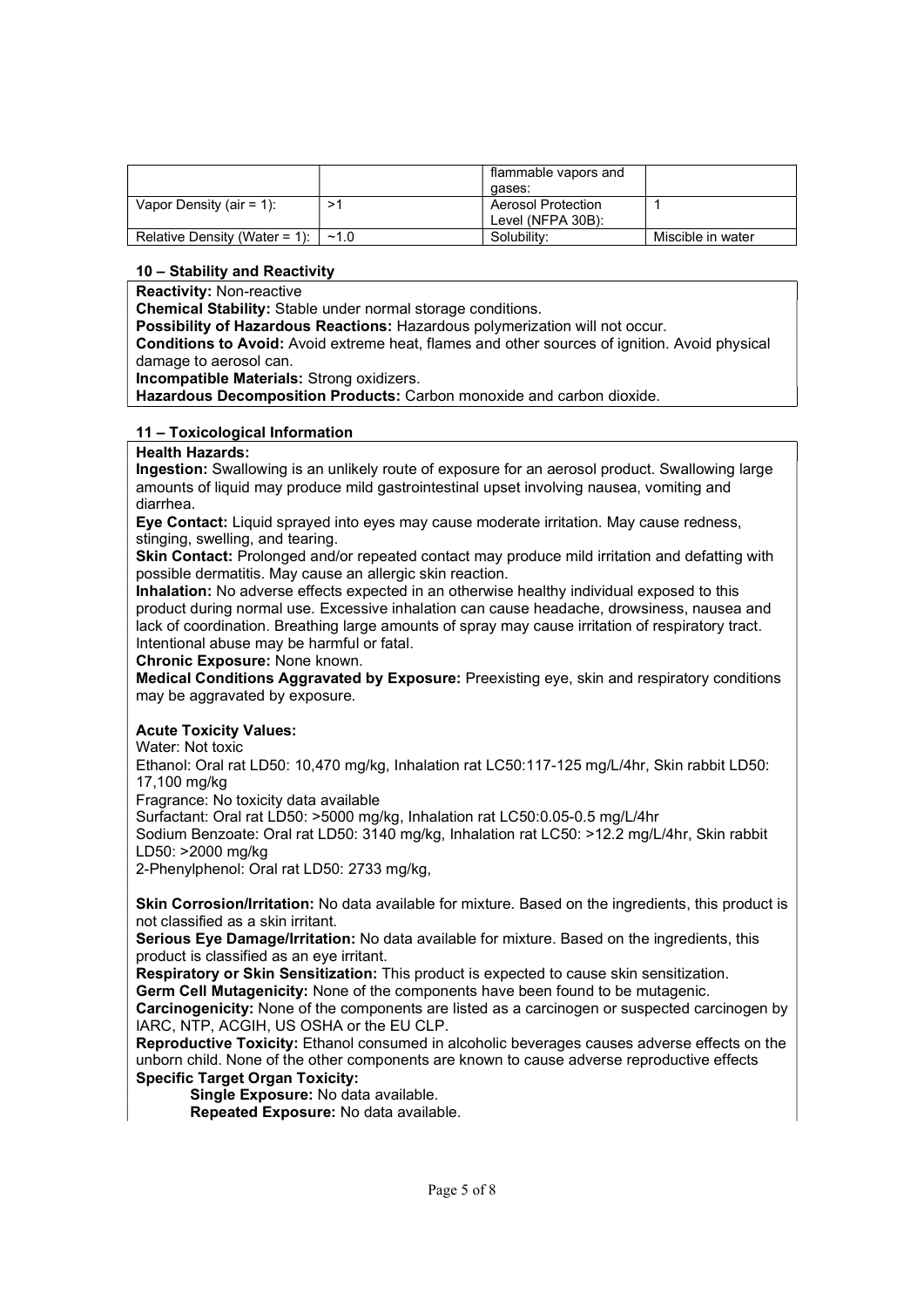| | | flammable vapors and gases: | |
|---|---|---|---|
| Vapor Density (air = 1): | >1 | Aerosol Protection Level (NFPA 30B): | 1 |
| Relative Density (Water = 1): | ~1.0 | Solubility: | Miscible in water |

## 10 – Stability and Reactivity

**Reactivity:** Non-reactive
**Chemical Stability:** Stable under normal storage conditions.
**Possibility of Hazardous Reactions:** Hazardous polymerization will not occur.
**Conditions to Avoid:** Avoid extreme heat, flames and other sources of ignition. Avoid physical damage to aerosol can.
**Incompatible Materials:** Strong oxidizers.
**Hazardous Decomposition Products:** Carbon monoxide and carbon dioxide.

## 11 – Toxicological Information

**Health Hazards:**
**Ingestion:** Swallowing is an unlikely route of exposure for an aerosol product. Swallowing large amounts of liquid may produce mild gastrointestinal upset involving nausea, vomiting and diarrhea.
**Eye Contact:** Liquid sprayed into eyes may cause moderate irritation. May cause redness, stinging, swelling, and tearing.
**Skin Contact:** Prolonged and/or repeated contact may produce mild irritation and defatting with possible dermatitis. May cause an allergic skin reaction.
**Inhalation:** No adverse effects expected in an otherwise healthy individual exposed to this product during normal use. Excessive inhalation can cause headache, drowsiness, nausea and lack of coordination. Breathing large amounts of spray may cause irritation of respiratory tract. Intentional abuse may be harmful or fatal.
**Chronic Exposure:** None known.
**Medical Conditions Aggravated by Exposure:** Preexisting eye, skin and respiratory conditions may be aggravated by exposure.

**Acute Toxicity Values:**
Water: Not toxic
Ethanol: Oral rat LD50: 10,470 mg/kg, Inhalation rat LC50:117-125 mg/L/4hr, Skin rabbit LD50: 17,100 mg/kg
Fragrance: No toxicity data available
Surfactant: Oral rat LD50: >5000 mg/kg, Inhalation rat LC50:0.05-0.5 mg/L/4hr
Sodium Benzoate: Oral rat LD50: 3140 mg/kg, Inhalation rat LC50: >12.2 mg/L/4hr, Skin rabbit LD50: >2000 mg/kg
2-Phenylphenol: Oral rat LD50: 2733 mg/kg,

**Skin Corrosion/Irritation:** No data available for mixture. Based on the ingredients, this product is not classified as a skin irritant.
**Serious Eye Damage/Irritation:** No data available for mixture. Based on the ingredients, this product is classified as an eye irritant.
**Respiratory or Skin Sensitization:** This product is expected to cause skin sensitization.
**Germ Cell Mutagenicity:** None of the components have been found to be mutagenic.
**Carcinogenicity:** None of the components are listed as a carcinogen or suspected carcinogen by IARC, NTP, ACGIH, US OSHA or the EU CLP.
**Reproductive Toxicity:** Ethanol consumed in alcoholic beverages causes adverse effects on the unborn child. None of the other components are known to cause adverse reproductive effects
**Specific Target Organ Toxicity:**

- **Single Exposure:** No data available.
- **Repeated Exposure:** No data available.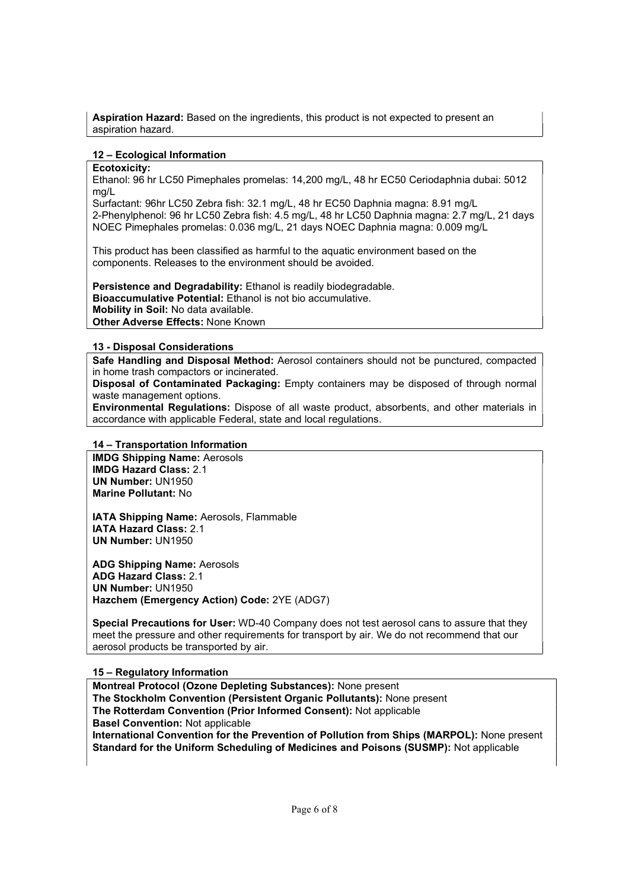**Aspiration Hazard:** Based on the ingredients, this product is not expected to present an aspiration hazard.

## 12 – Ecological Information

**Ecotoxicity:**
Ethanol: 96 hr LC50 Pimephales promelas: 14,200 mg/L, 48 hr EC50 Ceriodaphnia dubai: 5012 mg/L
Surfactant: 96hr LC50 Zebra fish: 32.1 mg/L, 48 hr EC50 Daphnia magna: 8.91 mg/L
2-Phenylphenol: 96 hr LC50 Zebra fish: 4.5 mg/L, 48 hr LC50 Daphnia magna: 2.7 mg/L, 21 days NOEC Pimephales promelas: 0.036 mg/L, 21 days NOEC Daphnia magna: 0.009 mg/L

This product has been classified as harmful to the aquatic environment based on the components. Releases to the environment should be avoided.

**Persistence and Degradability:** Ethanol is readily biodegradable.
**Bioaccumulative Potential:** Ethanol is not bio accumulative.
**Mobility in Soil:** No data available.
**Other Adverse Effects:** None Known

## 13 - Disposal Considerations

**Safe Handling and Disposal Method:** Aerosol containers should not be punctured, compacted in home trash compactors or incinerated.
**Disposal of Contaminated Packaging:** Empty containers may be disposed of through normal waste management options.
**Environmental Regulations:** Dispose of all waste product, absorbents, and other materials in accordance with applicable Federal, state and local regulations.

## 14 – Transportation Information

**IMDG Shipping Name:** Aerosols
**IMDG Hazard Class:** 2.1
**UN Number:** UN1950
**Marine Pollutant:** No

**IATA Shipping Name:** Aerosols, Flammable
**IATA Hazard Class:** 2.1
**UN Number:** UN1950

**ADG Shipping Name:** Aerosols
**ADG Hazard Class:** 2.1
**UN Number:** UN1950
**Hazchem (Emergency Action) Code:** 2YE (ADG7)

**Special Precautions for User:** WD-40 Company does not test aerosol cans to assure that they meet the pressure and other requirements for transport by air. We do not recommend that our aerosol products be transported by air.

## 15 – Regulatory Information

**Montreal Protocol (Ozone Depleting Substances):** None present
**The Stockholm Convention (Persistent Organic Pollutants):** None present
**The Rotterdam Convention (Prior Informed Consent):** Not applicable
**Basel Convention:** Not applicable
**International Convention for the Prevention of Pollution from Ships (MARPOL):** None present
**Standard for the Uniform Scheduling of Medicines and Poisons (SUSMP):** Not applicable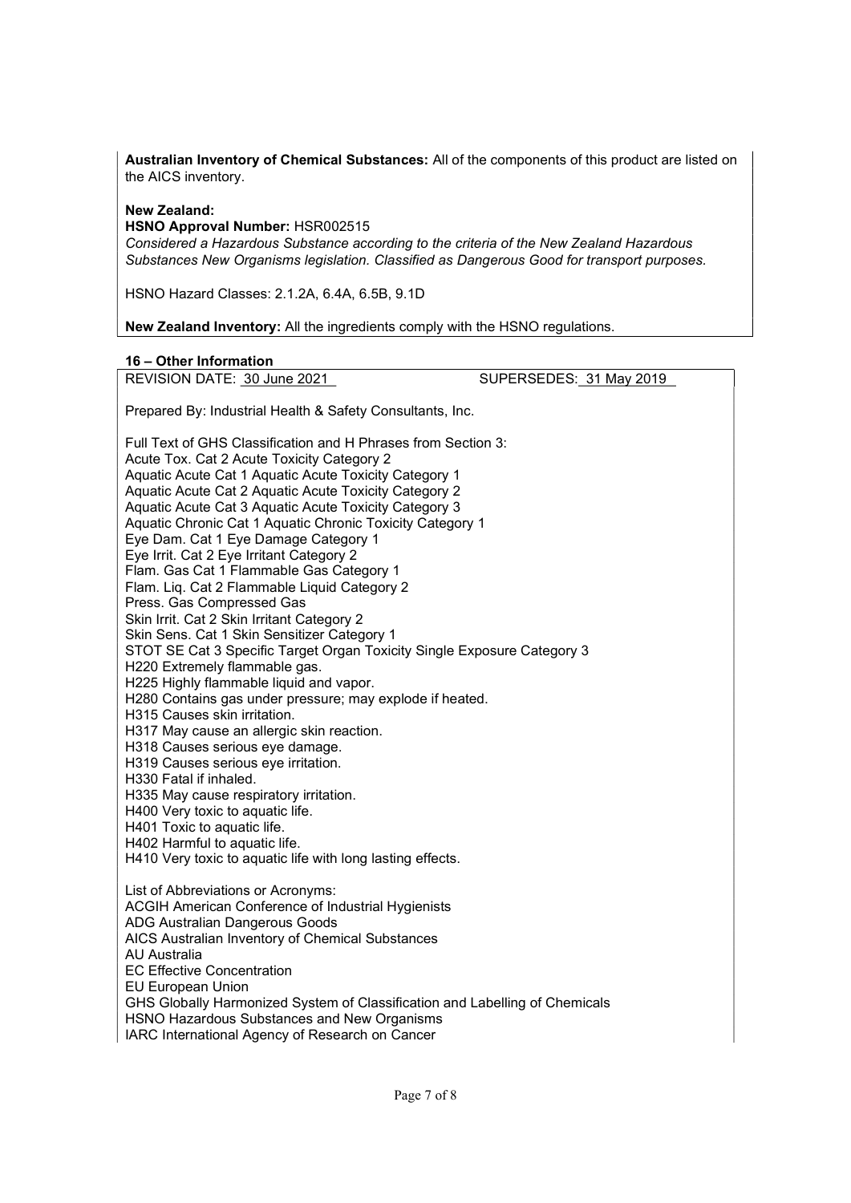**Australian Inventory of Chemical Substances:** All of the components of this product are listed on the AICS inventory.

**New Zealand:**
**HSNO Approval Number:** HSR002515
*Considered a Hazardous Substance according to the criteria of the New Zealand Hazardous Substances New Organisms legislation. Classified as Dangerous Good for transport purposes.*

HSNO Hazard Classes: 2.1.2A, 6.4A, 6.5B, 9.1D

**New Zealand Inventory:** All the ingredients comply with the HSNO regulations.

## 16 – Other Information

REVISION DATE: 30 June 2021 SUPERSEDES: 31 May 2019

Prepared By: Industrial Health & Safety Consultants, Inc.

Full Text of GHS Classification and H Phrases from Section 3:
Acute Tox. Cat 2 Acute Toxicity Category 2
Aquatic Acute Cat 1 Aquatic Acute Toxicity Category 1
Aquatic Acute Cat 2 Aquatic Acute Toxicity Category 2
Aquatic Acute Cat 3 Aquatic Acute Toxicity Category 3
Aquatic Chronic Cat 1 Aquatic Chronic Toxicity Category 1
Eye Dam. Cat 1 Eye Damage Category 1
Eye Irrit. Cat 2 Eye Irritant Category 2
Flam. Gas Cat 1 Flammable Gas Category 1
Flam. Liq. Cat 2 Flammable Liquid Category 2
Press. Gas Compressed Gas
Skin Irrit. Cat 2 Skin Irritant Category 2
Skin Sens. Cat 1 Skin Sensitizer Category 1
STOT SE Cat 3 Specific Target Organ Toxicity Single Exposure Category 3
H220 Extremely flammable gas.
H225 Highly flammable liquid and vapor.
H280 Contains gas under pressure; may explode if heated.
H315 Causes skin irritation.
H317 May cause an allergic skin reaction.
H318 Causes serious eye damage.
H319 Causes serious eye irritation.
H330 Fatal if inhaled.
H335 May cause respiratory irritation.
H400 Very toxic to aquatic life.
H401 Toxic to aquatic life.
H402 Harmful to aquatic life.
H410 Very toxic to aquatic life with long lasting effects.

List of Abbreviations or Acronyms:
ACGIH American Conference of Industrial Hygienists
ADG Australian Dangerous Goods
AICS Australian Inventory of Chemical Substances
AU Australia
EC Effective Concentration
EU European Union
GHS Globally Harmonized System of Classification and Labelling of Chemicals
HSNO Hazardous Substances and New Organisms
IARC International Agency of Research on Cancer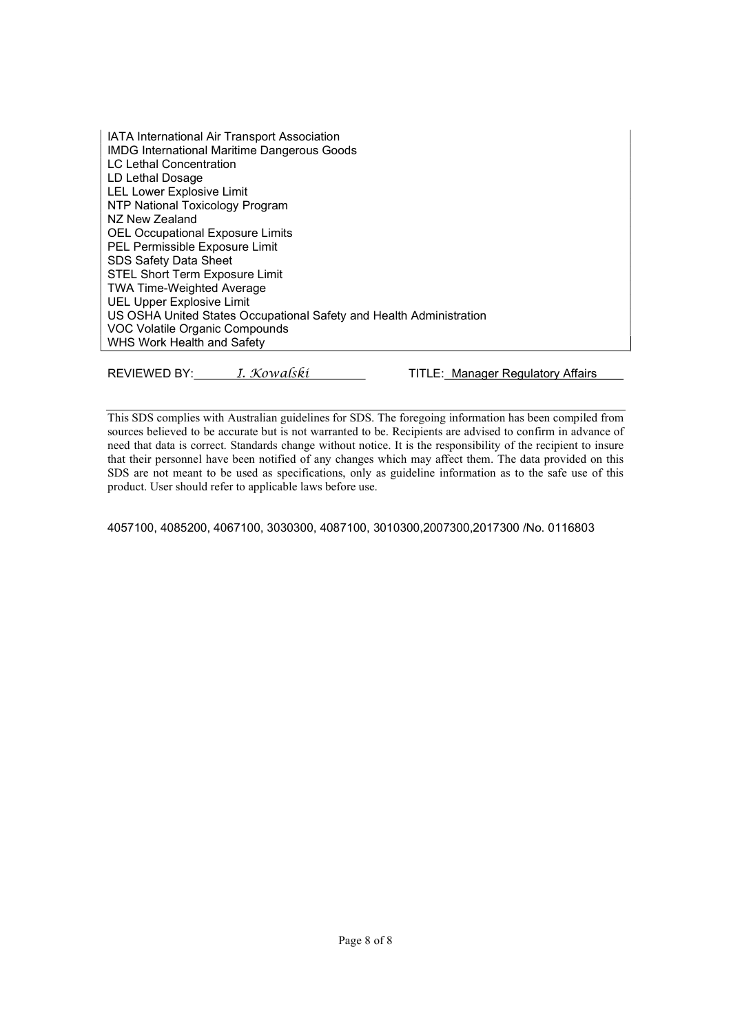IATA International Air Transport Association
IMDG International Maritime Dangerous Goods
LC Lethal Concentration
LD Lethal Dosage
LEL Lower Explosive Limit
NTP National Toxicology Program
NZ New Zealand
OEL Occupational Exposure Limits
PEL Permissible Exposure Limit
SDS Safety Data Sheet
STEL Short Term Exposure Limit
TWA Time-Weighted Average
UEL Upper Explosive Limit
US OSHA United States Occupational Safety and Health Administration
VOC Volatile Organic Compounds
WHS Work Health and Safety

REVIEWED BY: *I. Kowalski* TITLE: Manager Regulatory Affairs

This SDS complies with Australian guidelines for SDS. The foregoing information has been compiled from sources believed to be accurate but is not warranted to be. Recipients are advised to confirm in advance of need that data is correct. Standards change without notice. It is the responsibility of the recipient to insure that their personnel have been notified of any changes which may affect them. The data provided on this SDS are not meant to be used as specifications, only as guideline information as to the safe use of this product. User should refer to applicable laws before use.

4057100, 4085200, 4067100, 3030300, 4087100, 3010300,2007300,2017300 /No. 0116803